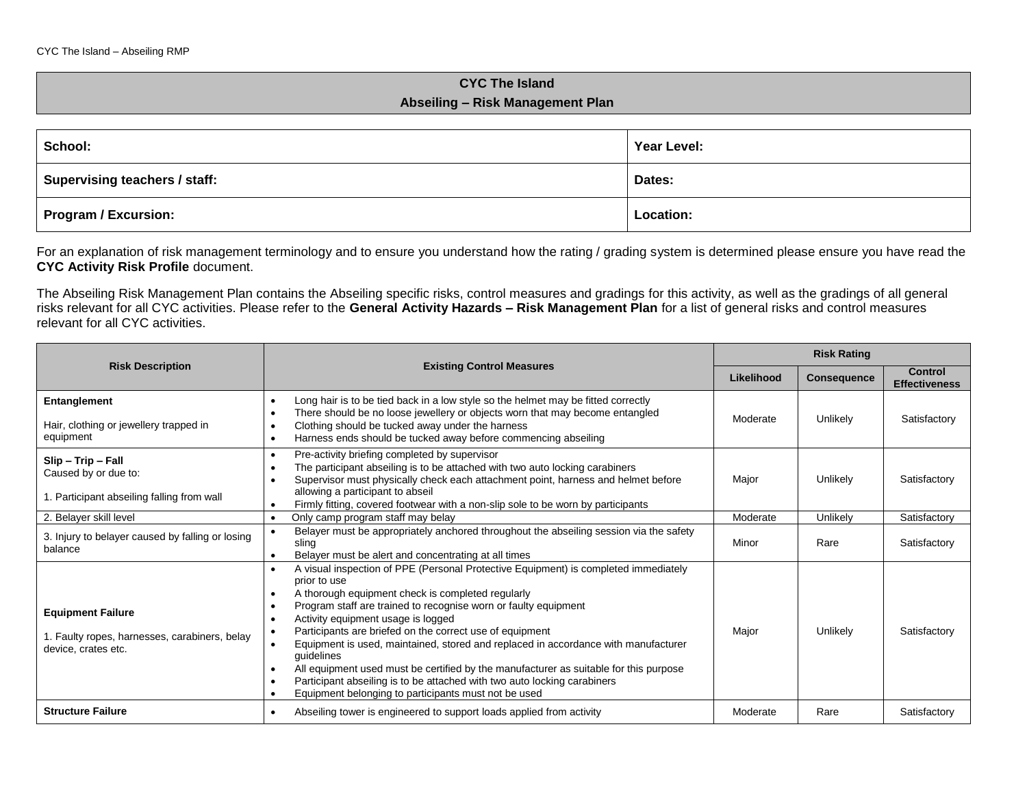## CYC The Island
## Abseiling – Risk Management Plan

| **School:** | **Year Level:** |
|---|---|
| **Supervising teachers / staff:** | **Dates:** |
| **Program / Excursion:** | **Location:** |

For an explanation of risk management terminology and to ensure you understand how the rating / grading system is determined please ensure you have read the **CYC Activity Risk Profile** document.

The Abseiling Risk Management Plan contains the Abseiling specific risks, control measures and gradings for this activity, as well as the gradings of all general risks relevant for all CYC activities. Please refer to the **General Activity Hazards – Risk Management Plan** for a list of general risks and control measures relevant for all CYC activities.

| **Risk Description** | **Existing Control Measures** | **Risk Rating** | | |
|---|---|---|---|---|
| | | **Likelihood** | **Consequence** | **Control Effectiveness** |
| **Entanglement**<br><br>Hair, clothing or jewellery trapped in equipment | • Long hair is to be tied back in a low style so the helmet may be fitted correctly<br>• There should be no loose jewellery or objects worn that may become entangled<br>• Clothing should be tucked away under the harness<br>• Harness ends should be tucked away before commencing abseiling | Moderate | Unlikely | Satisfactory |
| **Slip – Trip – Fall**<br>Caused by or due to:<br><br>1. Participant abseiling falling from wall | • Pre-activity briefing completed by supervisor<br>• The participant abseiling is to be attached with two auto locking carabiners<br>• Supervisor must physically check each attachment point, harness and helmet before allowing a participant to abseil<br>• Firmly fitting, covered footwear with a non-slip sole to be worn by participants | Major | Unlikely | Satisfactory |
| 2. Belayer skill level | • Only camp program staff may belay | Moderate | Unlikely | Satisfactory |
| 3. Injury to belayer caused by falling or losing balance | • Belayer must be appropriately anchored throughout the abseiling session via the safety sling<br>• Belayer must be alert and concentrating at all times | Minor | Rare | Satisfactory |
| **Equipment Failure**<br><br>1. Faulty ropes, harnesses, carabiners, belay device, crates etc. | • A visual inspection of PPE (Personal Protective Equipment) is completed immediately prior to use<br>• A thorough equipment check is completed regularly<br>• Program staff are trained to recognise worn or faulty equipment<br>• Activity equipment usage is logged<br>• Participants are briefed on the correct use of equipment<br>• Equipment is used, maintained, stored and replaced in accordance with manufacturer guidelines<br>• All equipment used must be certified by the manufacturer as suitable for this purpose<br>• Participant abseiling is to be attached with two auto locking carabiners<br>• Equipment belonging to participants must not be used | Major | Unlikely | Satisfactory |
| **Structure Failure** | • Abseiling tower is engineered to support loads applied from activity | Moderate | Rare | Satisfactory |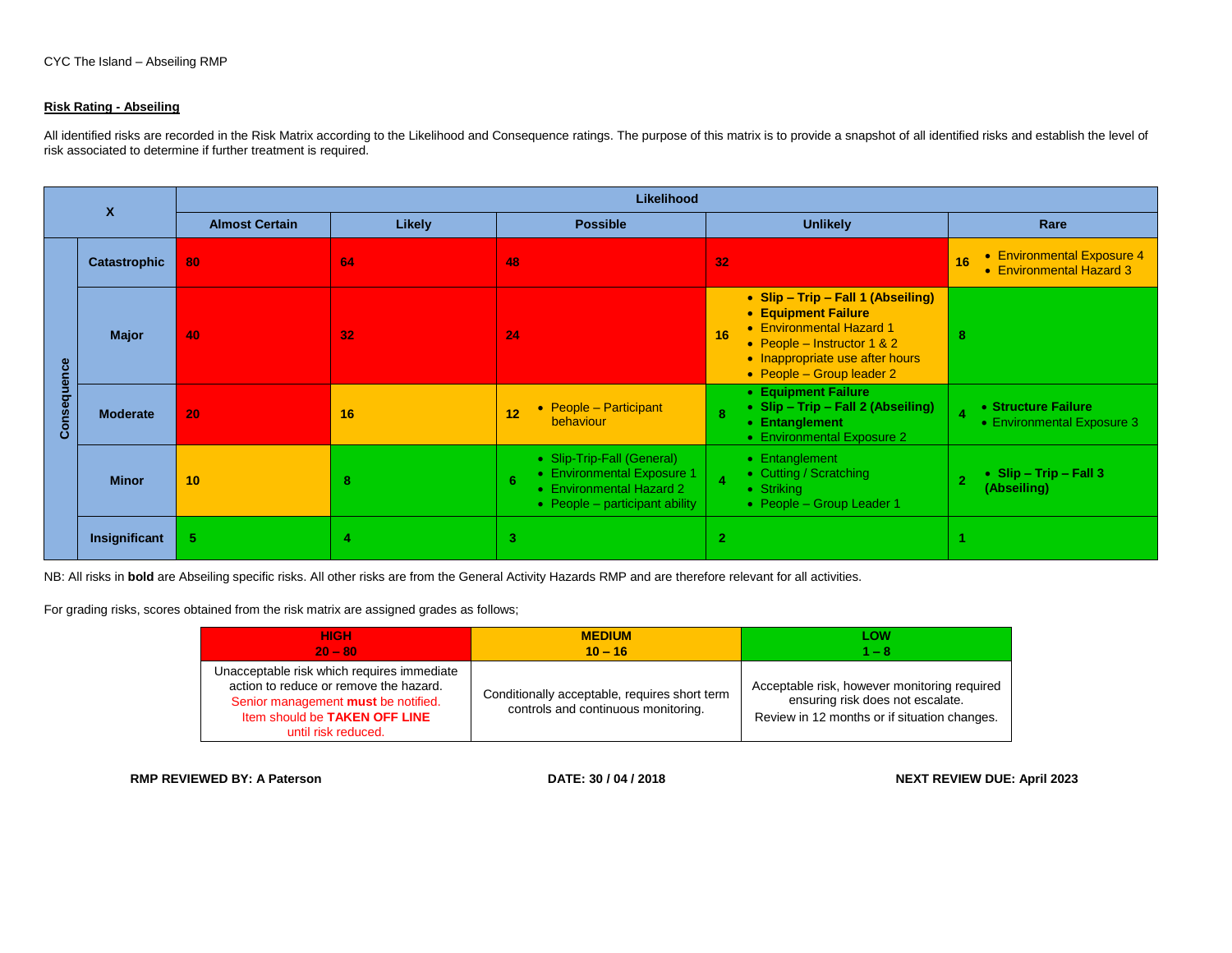CYC The Island – Abseiling RMP

**Risk Rating - Abseiling**

All identified risks are recorded in the Risk Matrix according to the Likelihood and Consequence ratings. The purpose of this matrix is to provide a snapshot of all identified risks and establish the level of risk associated to determine if further treatment is required.

| X | | Likelihood | | | | |
|---|---|---|---|---|---|---|
| | | **Almost Certain** | **Likely** | **Possible** | **Unlikely** | **Rare** |
| Consequence | **Catastrophic** | 80 | 64 | 48 | 32 | 16 • Environmental Exposure 4 • Environmental Hazard 3 |
| | **Major** | 40 | 32 | 24 | 16 • **Slip – Trip – Fall 1 (Abseiling)** • **Equipment Failure** • Environmental Hazard 1 • People – Instructor 1 & 2 • Inappropriate use after hours • People – Group leader 2 | 8 |
| | **Moderate** | 20 | 16 | 12 • People – Participant behaviour | 8 • **Equipment Failure** • **Slip – Trip – Fall 2 (Abseiling)** • **Entanglement** • Environmental Exposure 2 | 4 • **Structure Failure** • Environmental Exposure 3 |
| | **Minor** | 10 | 8 | 6 • Slip-Trip-Fall (General) • Environmental Exposure 1 • Environmental Hazard 2 • People – participant ability | 4 • Entanglement • Cutting / Scratching • Striking • People – Group Leader 1 | 2 • **Slip – Trip – Fall 3 (Abseiling)** |
| | **Insignificant** | 5 | 4 | 3 | 2 | 1 |

NB: All risks in **bold** are Abseiling specific risks. All other risks are from the General Activity Hazards RMP and are therefore relevant for all activities.

For grading risks, scores obtained from the risk matrix are assigned grades as follows;

| **HIGH 20 – 80** | **MEDIUM 10 – 16** | **LOW 1 – 8** |
|---|---|---|
| Unacceptable risk which requires immediate action to reduce or remove the hazard. Senior management **must** be notified. Item should be **TAKEN OFF LINE** until risk reduced. | Conditionally acceptable, requires short term controls and continuous monitoring. | Acceptable risk, however monitoring required ensuring risk does not escalate. Review in 12 months or if situation changes. |

**RMP REVIEWED BY: A Paterson** **DATE: 30 / 04 / 2018** **NEXT REVIEW DUE: April 2023**